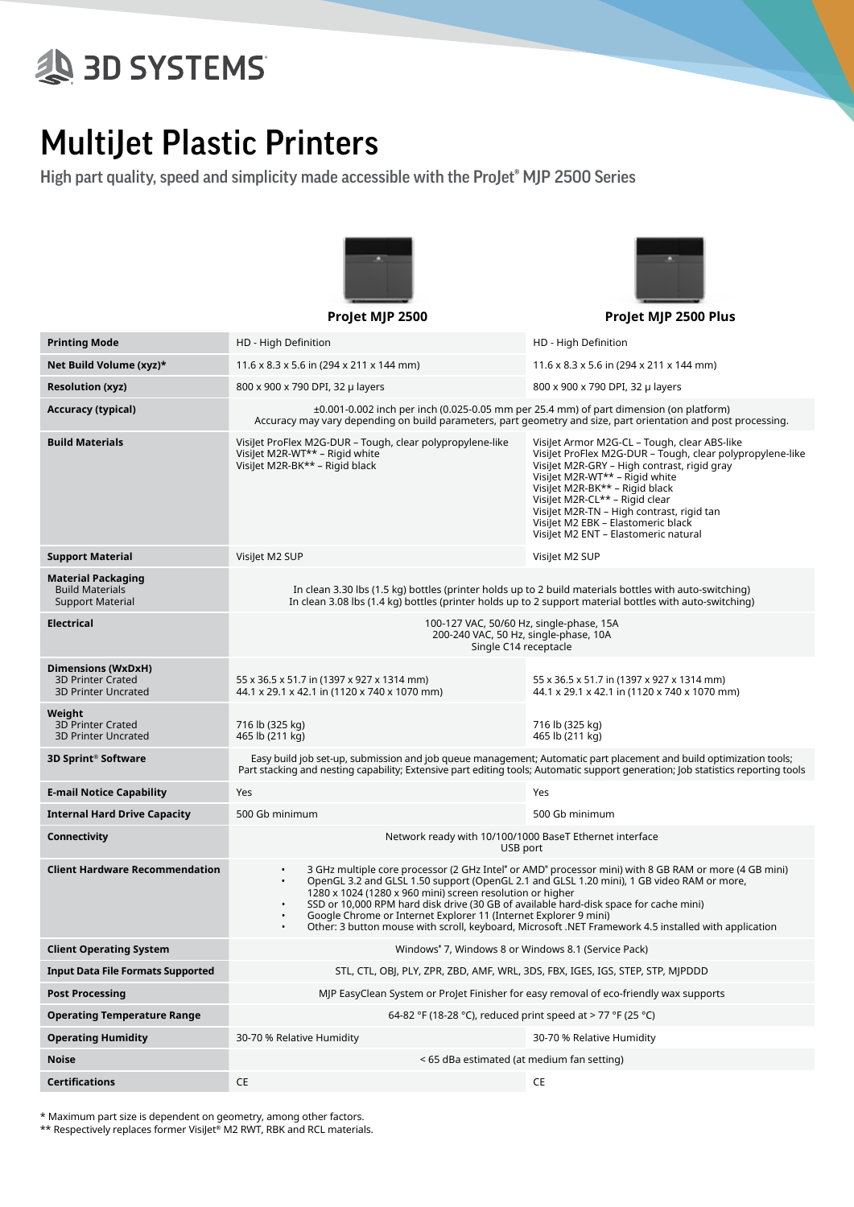3D SYSTEMS

# MultiJet Plastic Printers

## High part quality, speed and simplicity made accessible with the ProJet® MJP 2500 Series

| | ProJet MJP 2500 | ProJet MJP 2500 Plus |
|---|---|---|
| **Printing Mode** | HD - High Definition | HD - High Definition |
| **Net Build Volume (xyz)*** | 11.6 x 8.3 x 5.6 in (294 x 211 x 144 mm) | 11.6 x 8.3 x 5.6 in (294 x 211 x 144 mm) |
| **Resolution (xyz)** | 800 x 900 x 790 DPI, 32 μ layers | 800 x 900 x 790 DPI, 32 μ layers |
| **Accuracy (typical)** | ±0.001-0.002 inch per inch (0.025-0.05 mm per 25.4 mm) of part dimension (on platform)<br>Accuracy may vary depending on build parameters, part geometry and size, part orientation and post processing. | |
| **Build Materials** | VisiJet ProFlex M2G-DUR – Tough, clear polypropylene-like<br>VisiJet M2R-WT** – Rigid white<br>VisiJet M2R-BK** – Rigid black | VisiJet Armor M2G-CL – Tough, clear ABS-like<br>VisiJet ProFlex M2G-DUR – Tough, clear polypropylene-like<br>VisiJet M2R-GRY – High contrast, rigid gray<br>VisiJet M2R-WT** – Rigid white<br>VisiJet M2R-BK** – Rigid black<br>VisiJet M2R-CL** – Rigid clear<br>VisiJet M2R-TN – High contrast, rigid tan<br>VisiJet M2 EBK – Elastomeric black<br>VisiJet M2 ENT – Elastomeric natural |
| **Support Material** | VisiJet M2 SUP | VisiJet M2 SUP |
| **Material Packaging**<br>Build Materials<br>Support Material | In clean 3.30 lbs (1.5 kg) bottles (printer holds up to 2 build materials bottles with auto-switching)<br>In clean 3.08 lbs (1.4 kg) bottles (printer holds up to 2 support material bottles with auto-switching) | |
| **Electrical** | 100-127 VAC, 50/60 Hz, single-phase, 15A<br>200-240 VAC, 50 Hz, single-phase, 10A<br>Single C14 receptacle | |
| **Dimensions (WxDxH)**<br>3D Printer Crated<br>3D Printer Uncrated | 55 x 36.5 x 51.7 in (1397 x 927 x 1314 mm)<br>44.1 x 29.1 x 42.1 in (1120 x 740 x 1070 mm) | 55 x 36.5 x 51.7 in (1397 x 927 x 1314 mm)<br>44.1 x 29.1 x 42.1 in (1120 x 740 x 1070 mm) |
| **Weight**<br>3D Printer Crated<br>3D Printer Uncrated | 716 lb (325 kg)<br>465 lb (211 kg) | 716 lb (325 kg)<br>465 lb (211 kg) |
| **3D Sprint® Software** | Easy build job set-up, submission and job queue management; Automatic part placement and build optimization tools; Part stacking and nesting capability; Extensive part editing tools; Automatic support generation; Job statistics reporting tools | |
| **E-mail Notice Capability** | Yes | Yes |
| **Internal Hard Drive Capacity** | 500 Gb minimum | 500 Gb minimum |
| **Connectivity** | Network ready with 10/100/1000 BaseT Ethernet interface<br>USB port | |
| **Client Hardware Recommendation** | • 3 GHz multiple core processor (2 GHz Intel® or AMD® processor mini) with 8 GB RAM or more (4 GB mini)<br>• OpenGL 3.2 and GLSL 1.50 support (OpenGL 2.1 and GLSL 1.20 mini), 1 GB video RAM or more, 1280 x 1024 (1280 x 960 mini) screen resolution or higher<br>• SSD or 10,000 RPM hard disk drive (30 GB of available hard-disk space for cache mini)<br>• Google Chrome or Internet Explorer 11 (Internet Explorer 9 mini)<br>• Other: 3 button mouse with scroll, keyboard, Microsoft .NET Framework 4.5 installed with application | |
| **Client Operating System** | Windows® 7, Windows 8 or Windows 8.1 (Service Pack) | |
| **Input Data File Formats Supported** | STL, CTL, OBJ, PLY, ZPR, ZBD, AMF, WRL, 3DS, FBX, IGES, IGS, STEP, STP, MJPDDD | |
| **Post Processing** | MJP EasyClean System or ProJet Finisher for easy removal of eco-friendly wax supports | |
| **Operating Temperature Range** | 64-82 °F (18-28 °C), reduced print speed at > 77 °F (25 °C) | |
| **Operating Humidity** | 30-70 % Relative Humidity | 30-70 % Relative Humidity |
| **Noise** | < 65 dBa estimated (at medium fan setting) | |
| **Certifications** | CE | CE |

* Maximum part size is dependent on geometry, among other factors.
** Respectively replaces former VisiJet® M2 RWT, RBK and RCL materials.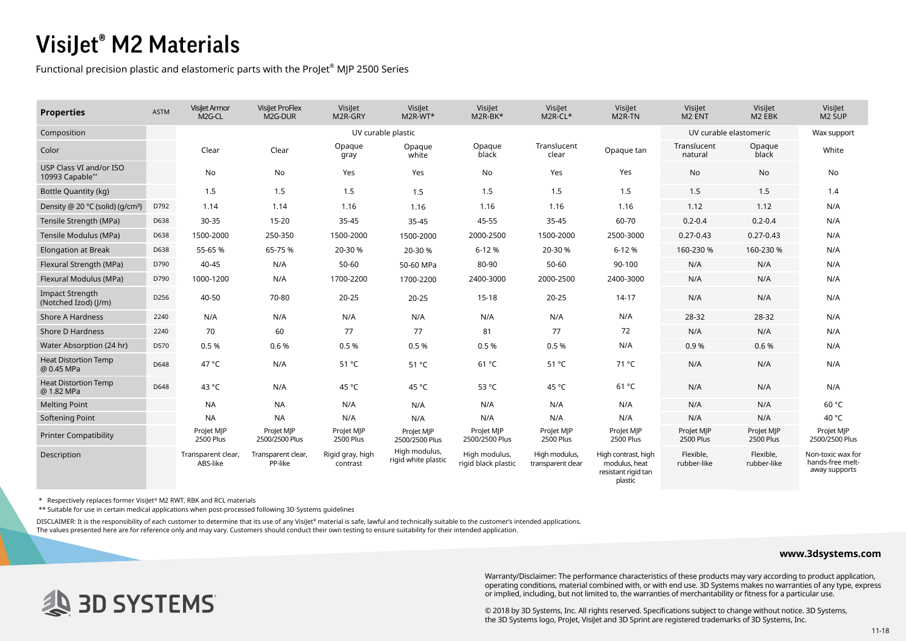# VisiJet® M2 Materials

Functional precision plastic and elastomeric parts with the ProJet® MJP 2500 Series

| Properties | ASTM | VisiJet Armor M2G-CL | VisiJet ProFlex M2G-DUR | VisiJet M2R-GRY | VisiJet M2R-WT* | VisiJet M2R-BK* | VisiJet M2R-CL* | VisiJet M2R-TN | VisiJet M2 ENT | VisiJet M2 EBK | VisiJet M2 SUP |
|---|---|---|---|---|---|---|---|---|---|---|---|
| Composition | | UV curable plastic | | | | | | | UV curable elastomeric | | Wax support |
| Color | | Clear | Clear | Opaque gray | Opaque white | Opaque black | Translucent clear | Opaque tan | Translucent natural | Opaque black | White |
| USP Class VI and/or ISO 10993 Capable** | | No | No | Yes | Yes | No | Yes | Yes | No | No | No |
| Bottle Quantity (kg) | | 1.5 | 1.5 | 1.5 | 1.5 | 1.5 | 1.5 | 1.5 | 1.5 | 1.5 | 1.4 |
| Density @ 20 °C (solid) (g/cm³) | D792 | 1.14 | 1.14 | 1.16 | 1.16 | 1.16 | 1.16 | 1.16 | 1.12 | 1.12 | N/A |
| Tensile Strength (MPa) | D638 | 30-35 | 15-20 | 35-45 | 35-45 | 45-55 | 35-45 | 60-70 | 0.2-0.4 | 0.2-0.4 | N/A |
| Tensile Modulus (MPa) | D638 | 1500-2000 | 250-350 | 1500-2000 | 1500-2000 | 2000-2500 | 1500-2000 | 2500-3000 | 0.27-0.43 | 0.27-0.43 | N/A |
| Elongation at Break | D638 | 55-65 % | 65-75 % | 20-30 % | 20-30 % | 6-12 % | 20-30 % | 6-12 % | 160-230 % | 160-230 % | N/A |
| Flexural Strength (MPa) | D790 | 40-45 | N/A | 50-60 | 50-60 MPa | 80-90 | 50-60 | 90-100 | N/A | N/A | N/A |
| Flexural Modulus (MPa) | D790 | 1000-1200 | N/A | 1700-2200 | 1700-2200 | 2400-3000 | 2000-2500 | 2400-3000 | N/A | N/A | N/A |
| Impact Strength (Notched Izod) (J/m) | D256 | 40-50 | 70-80 | 20-25 | 20-25 | 15-18 | 20-25 | 14-17 | N/A | N/A | N/A |
| Shore A Hardness | 2240 | N/A | N/A | N/A | N/A | N/A | N/A | N/A | 28-32 | 28-32 | N/A |
| Shore D Hardness | 2240 | 70 | 60 | 77 | 77 | 81 | 77 | 72 | N/A | N/A | N/A |
| Water Absorption (24 hr) | D570 | 0.5 % | 0.6 % | 0.5 % | 0.5 % | 0.5 % | 0.5 % | N/A | 0.9 % | 0.6 % | N/A |
| Heat Distortion Temp @ 0.45 MPa | D648 | 47 °C | N/A | 51 °C | 51 °C | 61 °C | 51 °C | 71 °C | N/A | N/A | N/A |
| Heat Distortion Temp @ 1.82 MPa | D648 | 43 °C | N/A | 45 °C | 45 °C | 53 °C | 45 °C | 61 °C | N/A | N/A | N/A |
| Melting Point | | NA | NA | N/A | N/A | N/A | N/A | N/A | N/A | N/A | 60 °C |
| Softening Point | | NA | NA | N/A | N/A | N/A | N/A | N/A | N/A | N/A | 40 °C |
| Printer Compatibility | | ProJet MJP 2500 Plus | ProJet MJP 2500/2500 Plus | ProJet MJP 2500 Plus | ProJet MJP 2500/2500 Plus | ProJet MJP 2500/2500 Plus | ProJet MJP 2500 Plus | ProJet MJP 2500 Plus | ProJet MJP 2500 Plus | ProJet MJP 2500 Plus | ProJet MJP 2500/2500 Plus |
| Description | | Transparent clear, ABS-like | Transparent clear, PP-like | Rigid gray, high contrast | High modulus, rigid white plastic | High modulus, rigid black plastic | High modulus, transparent clear | High contrast, high modulus, heat resistant rigid tan plastic | Flexible, rubber-like | Flexible, rubber-like | Non-toxic wax for hands-free melt-away supports |

\* Respectively replaces former VisiJet® M2 RWT, RBK and RCL materials

** Suitable for use in certain medical applications when post-processed following 3D Systems guidelines

DISCLAIMER: It is the responsibility of each customer to determine that its use of any VisiJet® material is safe, lawful and technically suitable to the customer's intended applications. The values presented here are for reference only and may vary. Customers should conduct their own testing to ensure suitability for their intended application.

**www.3dsystems.com**

3D SYSTEMS

Warranty/Disclaimer: The performance characteristics of these products may vary according to product application, operating conditions, material combined with, or with end use. 3D Systems makes no warranties of any type, express or implied, including, but not limited to, the warranties of merchantability or fitness for a particular use.

© 2018 by 3D Systems, Inc. All rights reserved. Specifications subject to change without notice. 3D Systems, the 3D Systems logo, ProJet, VisiJet and 3D Sprint are registered trademarks of 3D Systems, Inc.

11-18